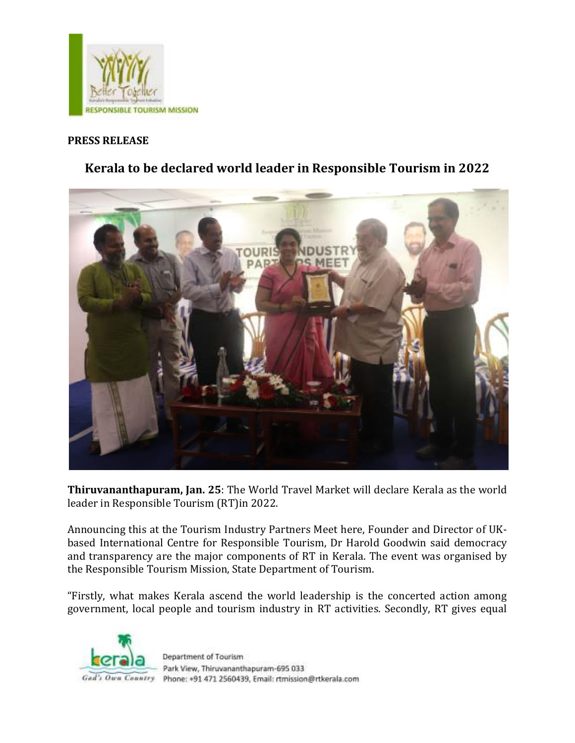**PRESS RELEASE**

## Kerala to be declared world leader in Responsible Tourism in 2022

**Thiruvananthapuram, Jan. 25**: The World Travel Market will declare Kerala as the world leader in Responsible Tourism (RT)in 2022.

Announcing this at the Tourism Industry Partners Meet here, Founder and Director of UK-based International Centre for Responsible Tourism, Dr Harold Goodwin said democracy and transparency are the major components of RT in Kerala. The event was organised by the Responsible Tourism Mission, State Department of Tourism.

"Firstly, what makes Kerala ascend the world leadership is the concerted action among government, local people and tourism industry in RT activities. Secondly, RT gives equal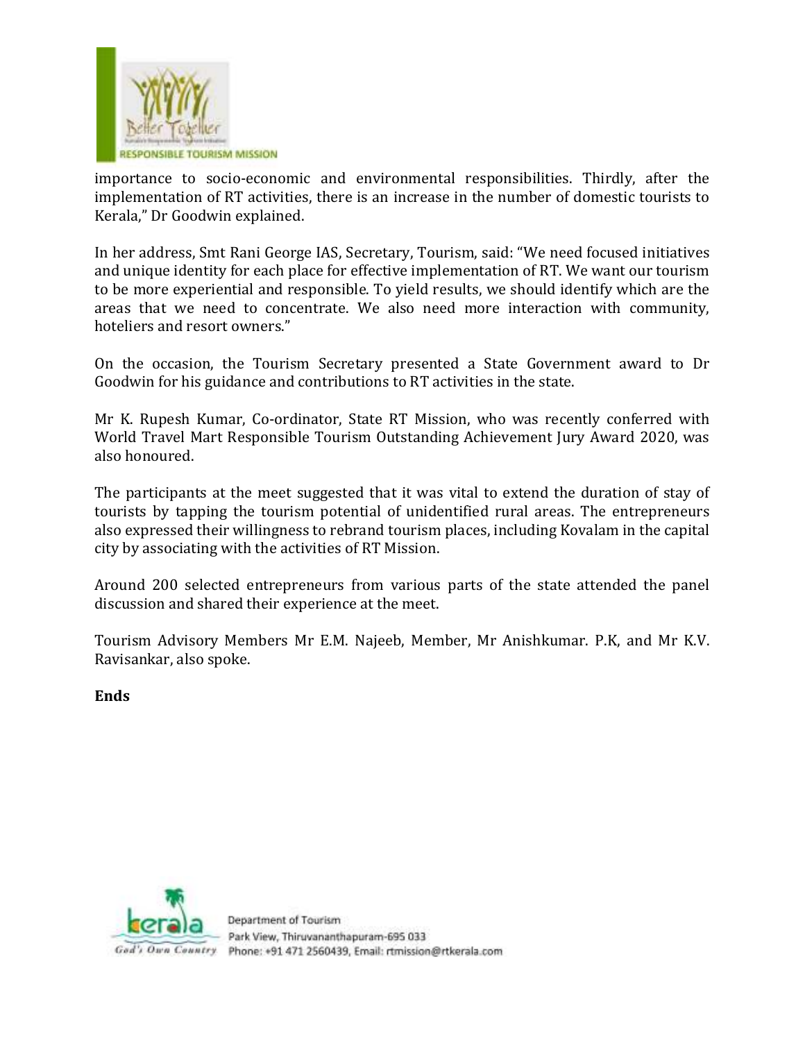importance to socio-economic and environmental responsibilities. Thirdly, after the implementation of RT activities, there is an increase in the number of domestic tourists to Kerala," Dr Goodwin explained.

In her address, Smt Rani George IAS, Secretary, Tourism, said: "We need focused initiatives and unique identity for each place for effective implementation of RT. We want our tourism to be more experiential and responsible. To yield results, we should identify which are the areas that we need to concentrate. We also need more interaction with community, hoteliers and resort owners."

On the occasion, the Tourism Secretary presented a State Government award to Dr Goodwin for his guidance and contributions to RT activities in the state.

Mr K. Rupesh Kumar, Co-ordinator, State RT Mission, who was recently conferred with World Travel Mart Responsible Tourism Outstanding Achievement Jury Award 2020, was also honoured.

The participants at the meet suggested that it was vital to extend the duration of stay of tourists by tapping the tourism potential of unidentified rural areas. The entrepreneurs also expressed their willingness to rebrand tourism places, including Kovalam in the capital city by associating with the activities of RT Mission.

Around 200 selected entrepreneurs from various parts of the state attended the panel discussion and shared their experience at the meet.

Tourism Advisory Members Mr E.M. Najeeb, Member, Mr Anishkumar. P.K, and Mr K.V. Ravisankar, also spoke.

**Ends**

Department of Tourism
Park View, Thiruvananthapuram-695 033
Phone: +91 471 2560439, Email: rtmission@rtkerala.com